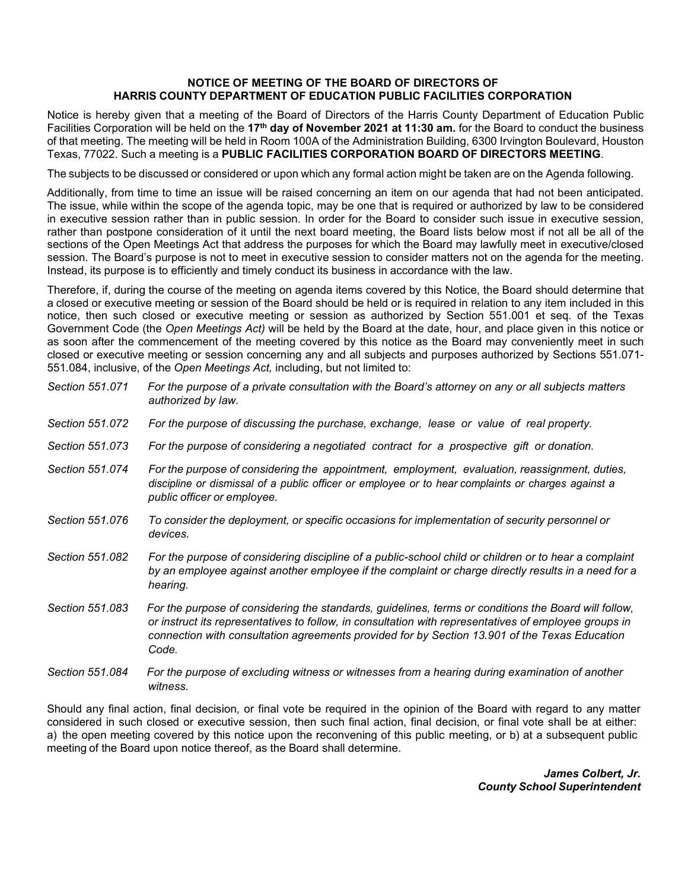**NOTICE OF MEETING OF THE BOARD OF DIRECTORS OF HARRIS COUNTY DEPARTMENT OF EDUCATION PUBLIC FACILITIES CORPORATION**

Notice is hereby given that a meeting of the Board of Directors of the Harris County Department of Education Public Facilities Corporation will be held on the **17th day of November 2021 at 11:30 am.** for the Board to conduct the business of that meeting. The meeting will be held in Room 100A of the Administration Building, 6300 Irvington Boulevard, Houston Texas, 77022. Such a meeting is a **PUBLIC FACILITIES CORPORATION BOARD OF DIRECTORS MEETING**.

The subjects to be discussed or considered or upon which any formal action might be taken are on the Agenda following.

Additionally, from time to time an issue will be raised concerning an item on our agenda that had not been anticipated. The issue, while within the scope of the agenda topic, may be one that is required or authorized by law to be considered in executive session rather than in public session. In order for the Board to consider such issue in executive session, rather than postpone consideration of it until the next board meeting, the Board lists below most if not all be all of the sections of the Open Meetings Act that address the purposes for which the Board may lawfully meet in executive/closed session. The Board's purpose is not to meet in executive session to consider matters not on the agenda for the meeting. Instead, its purpose is to efficiently and timely conduct its business in accordance with the law.

Therefore, if, during the course of the meeting on agenda items covered by this Notice, the Board should determine that a closed or executive meeting or session of the Board should be held or is required in relation to any item included in this notice, then such closed or executive meeting or session as authorized by Section 551.001 et seq. of the Texas Government Code (the *Open Meetings Act)* will be held by the Board at the date, hour, and place given in this notice or as soon after the commencement of the meeting covered by this notice as the Board may conveniently meet in such closed or executive meeting or session concerning any and all subjects and purposes authorized by Sections 551.071-551.084, inclusive, of the *Open Meetings Act,* including, but not limited to:

*Section 551.071* *For the purpose of a private consultation with the Board's attorney on any or all subjects matters authorized by law.*

*Section 551.072* *For the purpose of discussing the purchase, exchange, lease or value of real property.*

*Section 551.073* *For the purpose of considering a negotiated contract for a prospective gift or donation.*

*Section 551.074* *For the purpose of considering the appointment, employment, evaluation, reassignment, duties, discipline or dismissal of a public officer or employee or to hear complaints or charges against a public officer or employee.*

*Section 551.076* *To consider the deployment, or specific occasions for implementation of security personnel or devices.*

*Section 551.082* *For the purpose of considering discipline of a public-school child or children or to hear a complaint by an employee against another employee if the complaint or charge directly results in a need for a hearing.*

*Section 551.083* *For the purpose of considering the standards, guidelines, terms or conditions the Board will follow, or instruct its representatives to follow, in consultation with representatives of employee groups in connection with consultation agreements provided for by Section 13.901 of the Texas Education Code.*

*Section 551.084* *For the purpose of excluding witness or witnesses from a hearing during examination of another witness.*

Should any final action, final decision, or final vote be required in the opinion of the Board with regard to any matter considered in such closed or executive session, then such final action, final decision, or final vote shall be at either: a) the open meeting covered by this notice upon the reconvening of this public meeting, or b) at a subsequent public meeting of the Board upon notice thereof, as the Board shall determine.

***James Colbert, Jr.***
***County School Superintendent***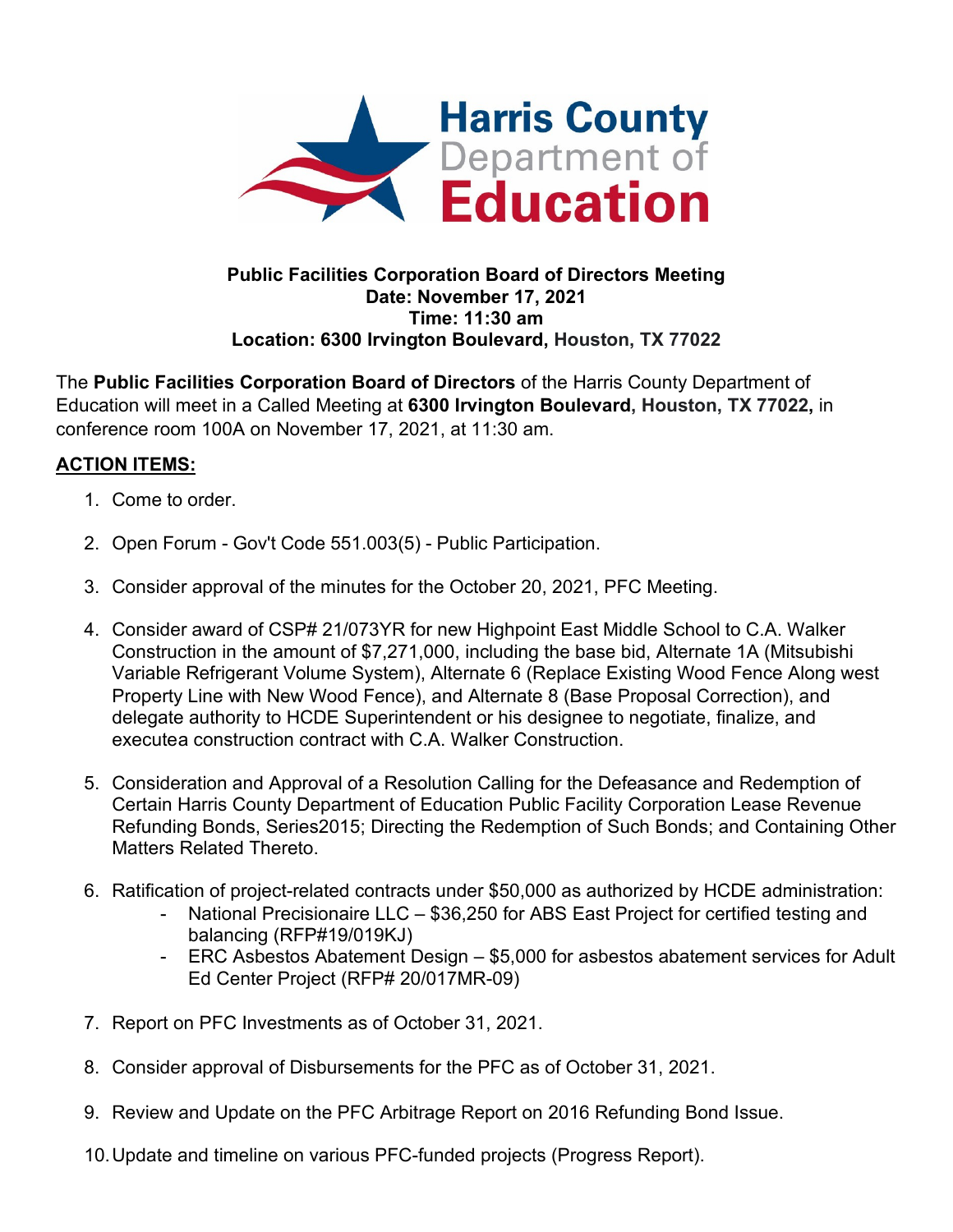**Harris County Department of Education**

**Public Facilities Corporation Board of Directors Meeting**
**Date: November 17, 2021**
**Time: 11:30 am**
**Location: 6300 Irvington Boulevard, Houston, TX 77022**

The **Public Facilities Corporation Board of Directors** of the Harris County Department of Education will meet in a Called Meeting at **6300 Irvington Boulevard, Houston, TX 77022,** in conference room 100A on November 17, 2021, at 11:30 am.

## ACTION ITEMS:

1. Come to order.

2. Open Forum - Gov't Code 551.003(5) - Public Participation.

3. Consider approval of the minutes for the October 20, 2021, PFC Meeting.

4. Consider award of CSP# 21/073YR for new Highpoint East Middle School to C.A. Walker Construction in the amount of $7,271,000, including the base bid, Alternate 1A (Mitsubishi Variable Refrigerant Volume System), Alternate 6 (Replace Existing Wood Fence Along west Property Line with New Wood Fence), and Alternate 8 (Base Proposal Correction), and delegate authority to HCDE Superintendent or his designee to negotiate, finalize, and executea construction contract with C.A. Walker Construction.

5. Consideration and Approval of a Resolution Calling for the Defeasance and Redemption of Certain Harris County Department of Education Public Facility Corporation Lease Revenue Refunding Bonds, Series2015; Directing the Redemption of Such Bonds; and Containing Other Matters Related Thereto.

6. Ratification of project-related contracts under $50,000 as authorized by HCDE administration:
   - National Precisionaire LLC – $36,250 for ABS East Project for certified testing and balancing (RFP#19/019KJ)
   - ERC Asbestos Abatement Design – $5,000 for asbestos abatement services for Adult Ed Center Project (RFP# 20/017MR-09)

7. Report on PFC Investments as of October 31, 2021.

8. Consider approval of Disbursements for the PFC as of October 31, 2021.

9. Review and Update on the PFC Arbitrage Report on 2016 Refunding Bond Issue.

10. Update and timeline on various PFC-funded projects (Progress Report).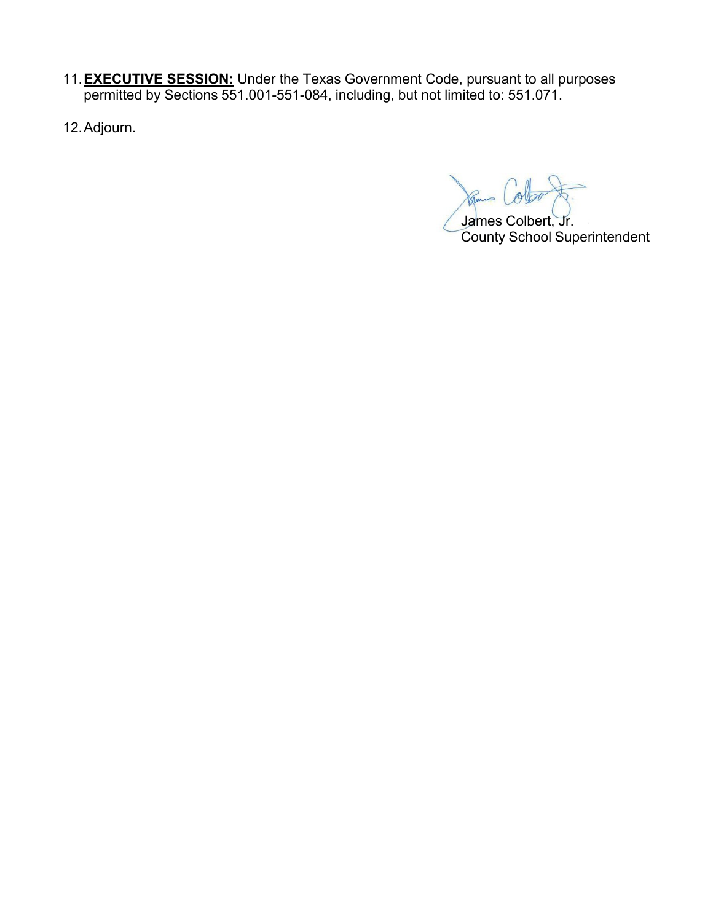11. **EXECUTIVE SESSION:** Under the Texas Government Code, pursuant to all purposes permitted by Sections 551.001-551-084, including, but not limited to: 551.071.

12. Adjourn.

James Colbert, Jr.
County School Superintendent